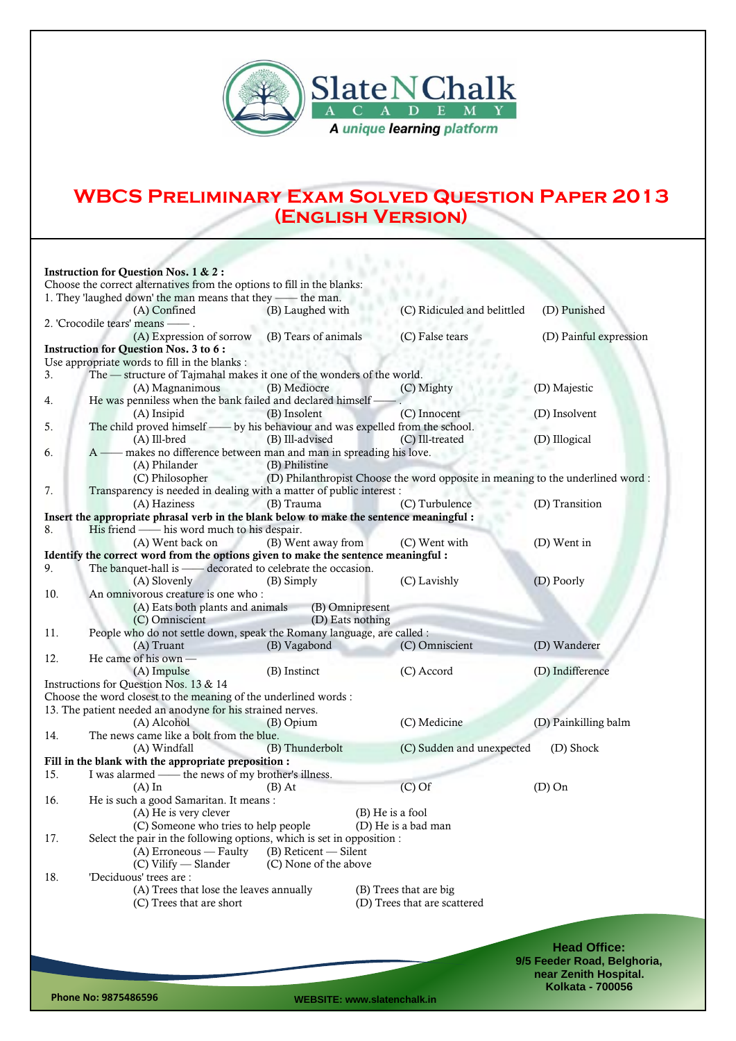# WBCS Preliminary Exam Solved Question Paper 2013 (English Version)

**Instruction for Question Nos. 1 & 2 :**

Choose the correct alternatives from the options to fill in the blanks:

1. They 'laughed down' the man means that they —— the man.
   (A) Confined (B) Laughed with (C) Ridiculed and belittled (D) Punished

2. 'Crocodile tears' means —— .
   (A) Expression of sorrow (B) Tears of animals (C) False tears (D) Painful expression

**Instruction for Question Nos. 3 to 6 :**

Use appropriate words to fill in the blanks :

3. The — structure of Tajmahal makes it one of the wonders of the world.
   (A) Magnanimous (B) Mediocre (C) Mighty (D) Majestic

4. He was penniless when the bank failed and declared himself —— .
   (A) Insipid (B) Insolent (C) Innocent (D) Insolvent

5. The child proved himself —— by his behaviour and was expelled from the school.
   (A) Ill-bred (B) Ill-advised (C) Ill-treated (D) Illogical

6. A —— makes no difference between man and man in spreading his love.
   (A) Philander (B) Philistine
   (C) Philosopher (D) Philanthropist Choose the word opposite in meaning to the underlined word :

7. Transparency is needed in dealing with a matter of public interest :
   (A) Haziness (B) Trauma (C) Turbulence (D) Transition

**Insert the appropriate phrasal verb in the blank below to make the sentence meaningful :**

8. His friend —— his word much to his despair.
   (A) Went back on (B) Went away from (C) Went with (D) Went in

**Identify the correct word from the options given to make the sentence meaningful :**

9. The banquet-hall is —— decorated to celebrate the occasion.
   (A) Slovenly (B) Simply (C) Lavishly (D) Poorly

10. An omnivorous creature is one who :
    (A) Eats both plants and animals (B) Omnipresent
    (C) Omniscient (D) Eats nothing

11. People who do not settle down, speak the Romany language, are called :
    (A) Truant (B) Vagabond (C) Omniscient (D) Wanderer

12. He came of his own —
    (A) Impulse (B) Instinct (C) Accord (D) Indifference

Instructions for Question Nos. 13 & 14

Choose the word closest to the meaning of the underlined words :

13. The patient needed an anodyne for his strained nerves.
    (A) Alcohol (B) Opium (C) Medicine (D) Painkilling balm

14. The news came like a bolt from the blue.
    (A) Windfall (B) Thunderbolt (C) Sudden and unexpected (D) Shock

**Fill in the blank with the appropriate preposition :**

15. I was alarmed —— the news of my brother's illness.
    (A) In (B) At (C) Of (D) On

16. He is such a good Samaritan. It means :
    (A) He is very clever (B) He is a fool
    (C) Someone who tries to help people (D) He is a bad man

17. Select the pair in the following options, which is set in opposition :
    (A) Erroneous — Faulty (B) Reticent — Silent
    (C) Vilify — Slander (C) None of the above

18. 'Deciduous' trees are :
    (A) Trees that lose the leaves annually (B) Trees that are big
    (C) Trees that are short (D) Trees that are scattered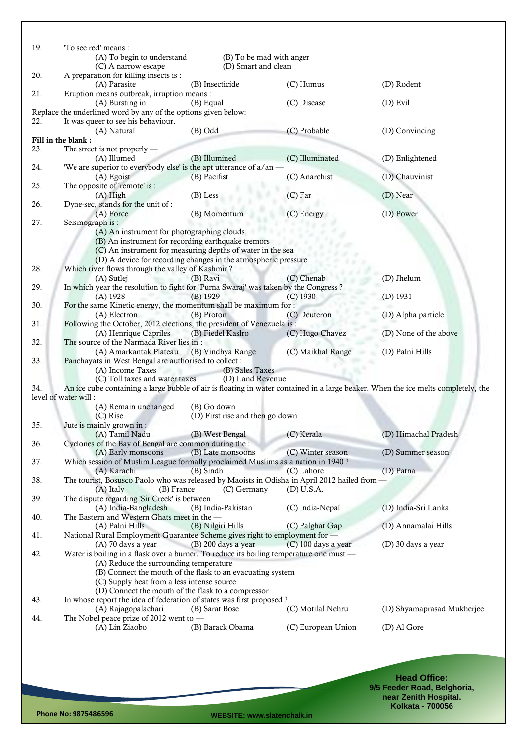19. 'To see red' means :
(A) To begin to understand (B) To be mad with anger
(C) A narrow escape (D) Smart and clean

20. A preparation for killing insects is :
(A) Parasite (B) Insecticide (C) Humus (D) Rodent

21. Eruption means outbreak, irruption means :
(A) Bursting in (B) Equal (C) Disease (D) Evil

Replace the underlined word by any of the options given below:

22. It was queer to see his behaviour.
(A) Natural (B) Odd (C) Probable (D) Convincing

**Fill in the blank :**

23. The street is not properly —
(A) Illumed (B) Illumined (C) Illuminated (D) Enlightened

24. 'We are superior to everybody else' is the apt utterance of a/an —
(A) Egoist (B) Pacifist (C) Anarchist (D) Chauvinist

25. The opposite of 'remote' is :
(A) High (B) Less (C) Far (D) Near

26. Dyne-sec, stands for the unit of :
(A) Force (B) Momentum (C) Energy (D) Power

27. Seismograph is :
(A) An instrument for photographing clouds
(B) An instrument for recording earthquake tremors
(C) An instrument for measuring depths of water in the sea
(D) A device for recording changes in the atmospheric pressure

28. Which river flows through the valley of Kashmir ?
(A) Sutlej (B) Ravi (C) Chenab (D) Jhelum

29. In which year the resolution to fight for 'Purna Swaraj' was taken by the Congress ?
(A) 1928 (B) 1929 (C) 1930 (D) 1931

30. For the same Kinetic energy, the momentum shall be maximum for :
(A) Electron (B) Proton (C) Deuteron (D) Alpha particle

31. Following the October, 2012 elections, the president of Venezuela is :
(A) Henrique Capriles (B) Fiedel Kaslro (C) Hugo Chavez (D) None of the above

32. The source of the Narmada River lies in :
(A) Amarkantak Plateau (B) Vindhya Range (C) Maikhal Range (D) Palni Hills

33. Panchayats in West Bengal are authorised to collect :
(A) Income Taxes (B) Sales Taxes
(C) Toll taxes and water taxes (D) Land Revenue

34. An ice cube containing a large bubble of air is floating in water contained in a large beaker. When the ice melts completely, the level of water will :
(A) Remain unchanged (B) Go down
(C) Rise (D) First rise and then go down

35. Jute is mainly grown in :
(A) Tamil Nadu (B) West Bengal (C) Kerala (D) Himachal Pradesh

36. Cyclones of the Bay of Bengal are common during the :
(A) Early monsoons (B) Late monsoons (C) Winter season (D) Summer season

37. Which session of Muslim League formally proclaimed Muslims as a nation in 1940 ?
(A) Karachi (B) Sindh (C) Lahore (D) Patna

38. The tourist, Bosusco Paolo who was released by Maoists in Odisha in April 2012 hailed from —
(A) Italy (B) France (C) Germany (D) U.S.A.

39. The dispute regarding 'Sir Creek' is between
(A) India-Bangladesh (B) India-Pakistan (C) India-Nepal (D) India-Sri Lanka

40. The Eastern and Western Ghats meet in the —
(A) Palni Hills (B) Nilgiri Hills (C) Palghat Gap (D) Annamalai Hills

41. National Rural Employment Guarantee Scheme gives right to employment for —
(A) 70 days a year (B) 200 days a year (C) 100 days a year (D) 30 days a year

42. Water is boiling in a flask over a burner. To reduce its boiling temperature one must —
(A) Reduce the surrounding temperature
(B) Connect the mouth of the flask to an evacuating system
(C) Supply heat from a less intense source
(D) Connect the mouth of the flask to a compressor

43. In whose report the idea of federation of states was first proposed ?
(A) Rajagopalachari (B) Sarat Bose (C) Motilal Nehru (D) Shyamaprasad Mukherjee

44. The Nobel peace prize of 2012 went to —
(A) Lin Ziaobo (B) Barack Obama (C) European Union (D) Al Gore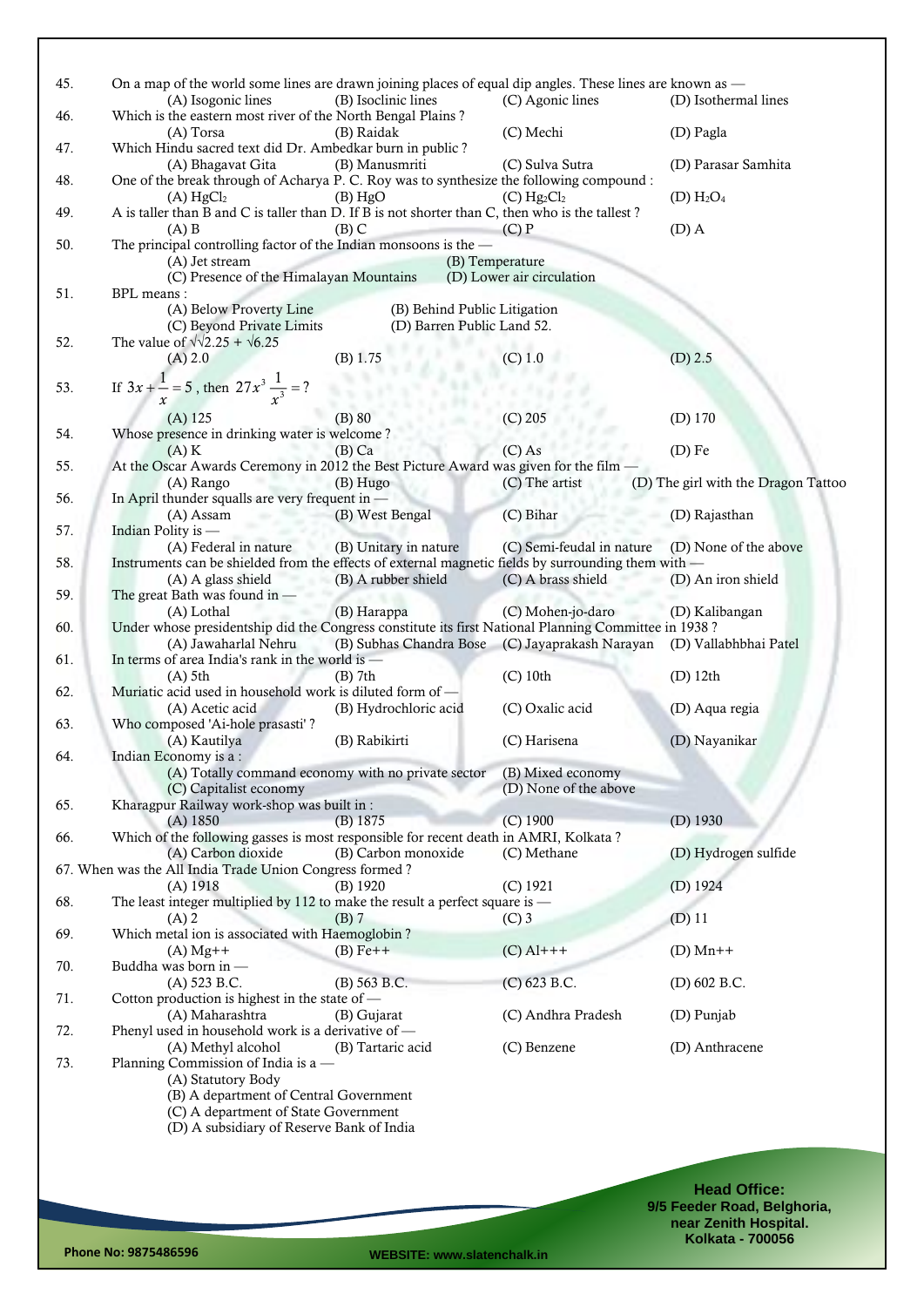45. On a map of the world some lines are drawn joining places of equal dip angles. These lines are known as —
(A) Isogonic lines (B) Isoclinic lines (C) Agonic lines (D) Isothermal lines

46. Which is the eastern most river of the North Bengal Plains ?
(A) Torsa (B) Raidak (C) Mechi (D) Pagla

47. Which Hindu sacred text did Dr. Ambedkar burn in public ?
(A) Bhagavat Gita (B) Manusmriti (C) Sulva Sutra (D) Parasar Samhita

48. One of the break through of Acharya P. C. Roy was to synthesize the following compound :
(A) $HgCl_2$ (B) HgO (C) $Hg_2Cl_2$ (D) $H_2O_4$

49. A is taller than B and C is taller than D. If B is not shorter than C, then who is the tallest ?
(A) B (B) C (C) P (D) A

50. The principal controlling factor of the Indian monsoons is the —
(A) Jet stream (B) Temperature
(C) Presence of the Himalayan Mountains (D) Lower air circulation

51. BPL means :
(A) Below Proverty Line (B) Behind Public Litigation
(C) Beyond Private Limits (D) Barren Public Land 52.

52. The value of $\sqrt{\sqrt{2.25} + \sqrt{6.25}}$
(A) 2.0 (B) 1.75 (C) 1.0 (D) 2.5

53. If $3x + \frac{1}{x} = 5$, then $27x^3 \frac{1}{x^3} = ?$
(A) 125 (B) 80 (C) 205 (D) 170

54. Whose presence in drinking water is welcome ?
(A) K (B) Ca (C) As (D) Fe

55. At the Oscar Awards Ceremony in 2012 the Best Picture Award was given for the film —
(A) Rango (B) Hugo (C) The artist (D) The girl with the Dragon Tattoo

56. In April thunder squalls are very frequent in —
(A) Assam (B) West Bengal (C) Bihar (D) Rajasthan

57. Indian Polity is —
(A) Federal in nature (B) Unitary in nature (C) Semi-feudal in nature (D) None of the above

58. Instruments can be shielded from the effects of external magnetic fields by surrounding them with —
(A) A glass shield (B) A rubber shield (C) A brass shield (D) An iron shield

59. The great Bath was found in —
(A) Lothal (B) Harappa (C) Mohen-jo-daro (D) Kalibangan

60. Under whose presidentship did the Congress constitute its first National Planning Committee in 1938 ?
(A) Jawaharlal Nehru (B) Subhas Chandra Bose (C) Jayaprakash Narayan (D) Vallabhbhai Patel

61. In terms of area India's rank in the world is —
(A) 5th (B) 7th (C) 10th (D) 12th

62. Muriatic acid used in household work is diluted form of —
(A) Acetic acid (B) Hydrochloric acid (C) Oxalic acid (D) Aqua regia

63. Who composed 'Ai-hole prasasti' ?
(A) Kautilya (B) Rabikirti (C) Harisena (D) Nayanikar

64. Indian Economy is a :
(A) Totally command economy with no private sector (B) Mixed economy
(C) Capitalist economy (D) None of the above

65. Kharagpur Railway work-shop was built in :
(A) 1850 (B) 1875 (C) 1900 (D) 1930

66. Which of the following gasses is most responsible for recent death in AMRI, Kolkata ?
(A) Carbon dioxide (B) Carbon monoxide (C) Methane (D) Hydrogen sulfide

67. When was the All India Trade Union Congress formed ?
(A) 1918 (B) 1920 (C) 1921 (D) 1924

68. The least integer multiplied by 112 to make the result a perfect square is —
(A) 2 (B) 7 (C) 3 (D) 11

69. Which metal ion is associated with Haemoglobin ?
(A) $Mg^{++}$ (B) $Fe^{++}$ (C) $Al^{+++}$ (D) $Mn^{++}$

70. Buddha was born in —
(A) 523 B.C. (B) 563 B.C. (C) 623 B.C. (D) 602 B.C.

71. Cotton production is highest in the state of —
(A) Maharashtra (B) Gujarat (C) Andhra Pradesh (D) Punjab

72. Phenyl used in household work is a derivative of —
(A) Methyl alcohol (B) Tartaric acid (C) Benzene (D) Anthracene

73. Planning Commission of India is a —
(A) Statutory Body
(B) A department of Central Government
(C) A department of State Government
(D) A subsidiary of Reserve Bank of India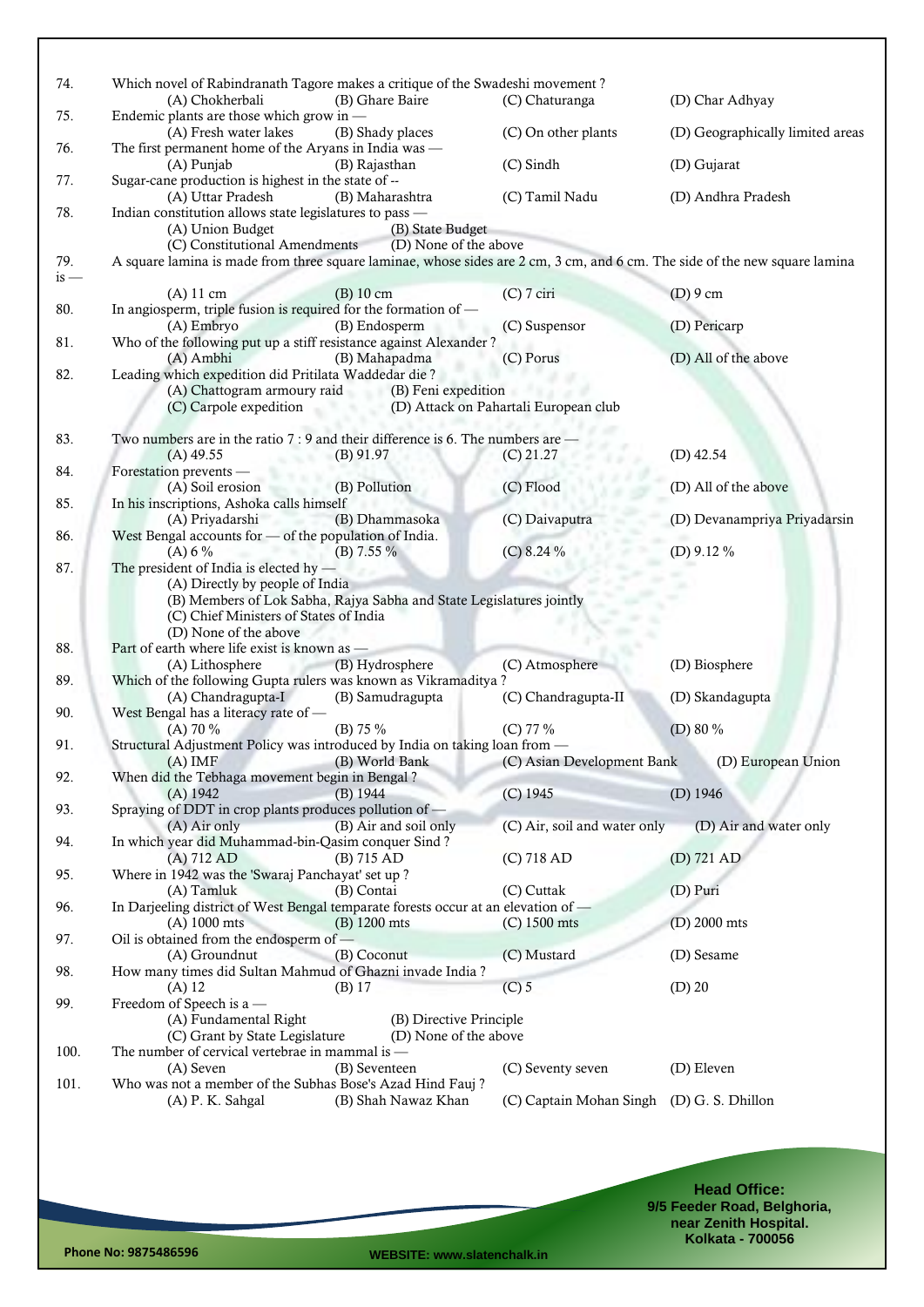74. Which novel of Rabindranath Tagore makes a critique of the Swadeshi movement ?
(A) Chokherbali (B) Ghare Baire (C) Chaturanga (D) Char Adhyay

75. Endemic plants are those which grow in —
(A) Fresh water lakes (B) Shady places (C) On other plants (D) Geographically limited areas

76. The first permanent home of the Aryans in India was —
(A) Punjab (B) Rajasthan (C) Sindh (D) Gujarat

77. Sugar-cane production is highest in the state of --
(A) Uttar Pradesh (B) Maharashtra (C) Tamil Nadu (D) Andhra Pradesh

78. Indian constitution allows state legislatures to pass —
(A) Union Budget (B) State Budget
(C) Constitutional Amendments (D) None of the above

79. A square lamina is made from three square laminae, whose sides are 2 cm, 3 cm, and 6 cm. The side of the new square lamina is —
(A) 11 cm (B) 10 cm (C) 7 ciri (D) 9 cm

80. In angiosperm, triple fusion is required for the formation of —
(A) Embryo (B) Endosperm (C) Suspensor (D) Pericarp

81. Who of the following put up a stiff resistance against Alexander ?
(A) Ambhi (B) Mahapadma (C) Porus (D) All of the above

82. Leading which expedition did Pritilata Waddedar die ?
(A) Chattogram armoury raid (B) Feni expedition
(C) Carpole expedition (D) Attack on Pahartali European club

83. Two numbers are in the ratio 7 : 9 and their difference is 6. The numbers are —
(A) 49.55 (B) 91.97 (C) 21.27 (D) 42.54

84. Forestation prevents —
(A) Soil erosion (B) Pollution (C) Flood (D) All of the above

85. In his inscriptions, Ashoka calls himself
(A) Priyadarshi (B) Dhammasoka (C) Daivaputra (D) Devanampriya Priyadarsin

86. West Bengal accounts for — of the population of India.
(A) 6 % (B) 7.55 % (C) 8.24 % (D) 9.12 %

87. The president of India is elected by —
(A) Directly by people of India
(B) Members of Lok Sabha, Rajya Sabha and State Legislatures jointly
(C) Chief Ministers of States of India
(D) None of the above

88. Part of earth where life exist is known as —
(A) Lithosphere (B) Hydrosphere (C) Atmosphere (D) Biosphere

89. Which of the following Gupta rulers was known as Vikramaditya ?
(A) Chandragupta-I (B) Samudragupta (C) Chandragupta-II (D) Skandagupta

90. West Bengal has a literacy rate of —
(A) 70 % (B) 75 % (C) 77 % (D) 80 %

91. Structural Adjustment Policy was introduced by India on taking loan from —
(A) IMF (B) World Bank (C) Asian Development Bank (D) European Union

92. When did the Tebhaga movement begin in Bengal ?
(A) 1942 (B) 1944 (C) 1945 (D) 1946

93. Spraying of DDT in crop plants produces pollution of —
(A) Air only (B) Air and soil only (C) Air, soil and water only (D) Air and water only

94. In which year did Muhammad-bin-Qasim conquer Sind ?
(A) 712 AD (B) 715 AD (C) 718 AD (D) 721 AD

95. Where in 1942 was the 'Swaraj Panchayat' set up ?
(A) Tamluk (B) Contai (C) Cuttak (D) Puri

96. In Darjeeling district of West Bengal temparate forests occur at an elevation of —
(A) 1000 mts (B) 1200 mts (C) 1500 mts (D) 2000 mts

97. Oil is obtained from the endosperm of —
(A) Groundnut (B) Coconut (C) Mustard (D) Sesame

98. How many times did Sultan Mahmud of Ghazni invade India ?
(A) 12 (B) 17 (C) 5 (D) 20

99. Freedom of Speech is a —
(A) Fundamental Right (B) Directive Principle
(C) Grant by State Legislature (D) None of the above

100. The number of cervical vertebrae in mammal is —
(A) Seven (B) Seventeen (C) Seventy seven (D) Eleven

101. Who was not a member of the Subhas Bose's Azad Hind Fauj ?
(A) P. K. Sahgal (B) Shah Nawaz Khan (C) Captain Mohan Singh (D) G. S. Dhillon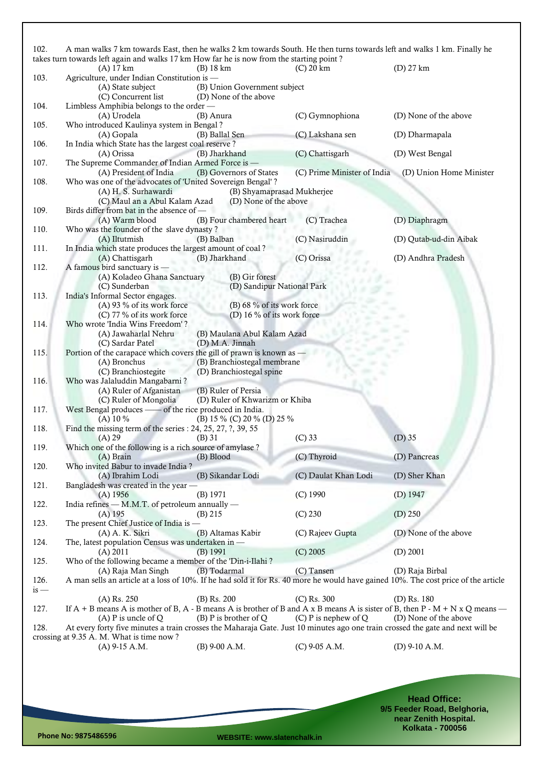102. A man walks 7 km towards East, then he walks 2 km towards South. He then turns towards left and walks 1 km. Finally he takes turn towards left again and walks 17 km How far he is now from the starting point ?

(A) 17 km (B) 18 km (C) 20 km (D) 27 km

103. Agriculture, under Indian Constitution is —

(A) State subject (B) Union Government subject
(C) Concurrent list (D) None of the above

104. Limbless Amphibia belongs to the order —

(A) Urodela (B) Anura (C) Gymnophiona (D) None of the above

105. Who introduced Kaulinya system in Bengal ?

(A) Gopala (B) Ballal Sen (C) Lakshana sen (D) Dharmapala

106. In India which State has the largest coal reserve ?

(A) Orissa (B) Jharkhand (C) Chattisgarh (D) West Bengal

107. The Supreme Commander of Indian Armed Force is —

(A) President of India (B) Governors of States (C) Prime Minister of India (D) Union Home Minister

108. Who was one of the advocates of 'United Sovereign Bengal' ?

(A) H. S. Surhawardi (B) Shyamaprasad Mukherjee
(C) Maul an a Abul Kalam Azad (D) None of the above

109. Birds differ from bat in the absence of —

(A) Warm blood (B) Four chambered heart (C) Trachea (D) Diaphragm

110. Who was the founder of the slave dynasty ?

(A) Iltutmish (B) Balban (C) Nasiruddin (D) Qutab-ud-din Aibak

111. In India which state produces the largest amount of coal ?

(A) Chattisgarh (B) Jharkhand (C) Orissa (D) Andhra Pradesh

112. A famous bird sanctuary is —

(A) Koladeo Ghana Sanctuary (B) Gir forest
(C) Sunderban (D) Sandipur National Park

113. India's Informal Sector engages.

(A) 93 % of its work force (B) 68 % of its work force
(C) 77 % of its work force (D) 16 % of its work force

114. Who wrote 'India Wins Freedom' ?

(A) Jawaharlal Nehru (B) Maulana Abul Kalam Azad
(C) Sardar Patel (D) M.A. Jinnah

115. Portion of the carapace which covers the gill of prawn is known as —

(A) Bronchus (B) Branchiostegal membrane
(C) Branchiostegite (D) Branchiostegal spine

116. Who was Jalaluddin Mangabarni ?

(A) Ruler of Afganistan (B) Ruler of Persia
(C) Ruler of Mongolia (D) Ruler of Khwarizm or Khiba

117. West Bengal produces —— of the rice produced in India.

(A) 10 % (B) 15 % (C) 20 % (D) 25 %

118. Find the missing term of the series : 24, 25, 27, ?, 39, 55

(A) 29 (B) 31 (C) 33 (D) 35

119. Which one of the following is a rich source of amylase ?

(A) Brain (B) Blood (C) Thyroid (D) Pancreas

120. Who invited Babur to invade India ?

(A) Ibrahim Lodi (B) Sikandar Lodi (C) Daulat Khan Lodi (D) Sher Khan

121. Bangladesh was created in the year —

(A) 1956 (B) 1971 (C) 1990 (D) 1947

122. India refines — M.M.T. of petroleum annually —

(A) 195 (B) 215 (C) 230 (D) 250

123. The present Chief Justice of India is —

(A) A. K. Sikri (B) Altamas Kabir (C) Rajeev Gupta (D) None of the above

124. The, latest population Census was undertaken in —

(A) 2011 (B) 1991 (C) 2005 (D) 2001

125. Who of the following became a member of the 'Din-i-Ilahi ?

(A) Raja Man Singh (B) Todarmal (C) Tansen (D) Raja Birbal

126. A man sells an article at a loss of 10%. If he had sold it for Rs. 40 more he would have gained 10%. The cost price of the article is —

(A) Rs. 250 (B) Rs. 200 (C) Rs. 300 (D) Rs. 180

127. If A + B means A is mother of B, A - B means A is brother of B and A x B means A is sister of B, then P - M + N x Q means —

(A) P is uncle of Q (B) P is brother of Q (C) P is nephew of Q (D) None of the above

128. At every forty five minutes a train crosses the Maharaja Gate. Just 10 minutes ago one train crossed the gate and next will be crossing at 9.35 A. M. What is time now ?

(A) 9-15 A.M. (B) 9-00 A.M. (C) 9-05 A.M. (D) 9-10 A.M.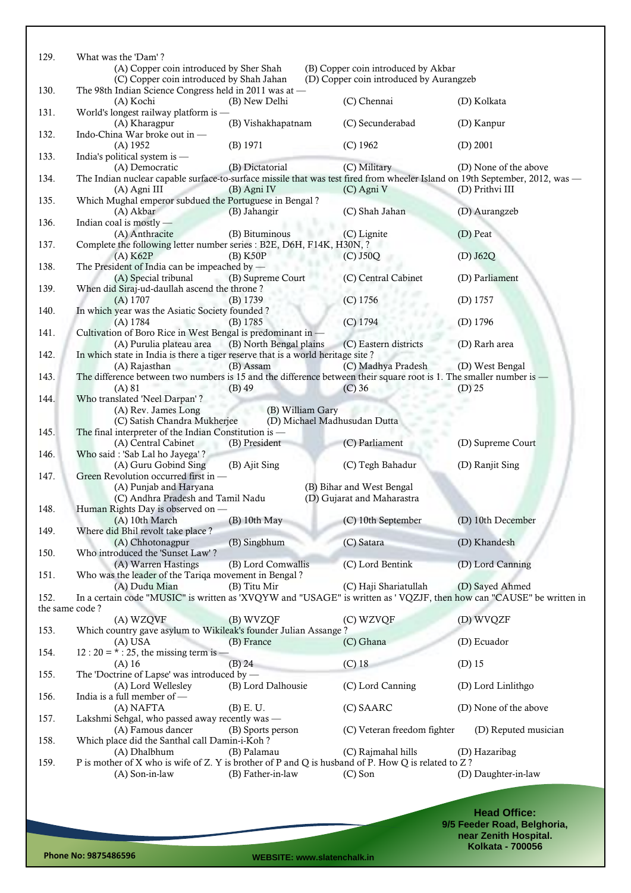129. What was the 'Dam'?
(A) Copper coin introduced by Sher Shah
(B) Copper coin introduced by Akbar
(C) Copper coin introduced by Shah Jahan
(D) Copper coin introduced by Aurangzeb

130. The 98th Indian Science Congress held in 2011 was at —
(A) Kochi (B) New Delhi (C) Chennai (D) Kolkata

131. World's longest railway platform is —
(A) Kharagpur (B) Vishakhapatnam (C) Secunderabad (D) Kanpur

132. Indo-China War broke out in —
(A) 1952 (B) 1971 (C) 1962 (D) 2001

133. India's political system is —
(A) Democratic (B) Dictatorial (C) Military (D) None of the above

134. The Indian nuclear capable surface-to-surface missile that was test fired from wheeler Island on 19th September, 2012, was —
(A) Agni III (B) Agni IV (C) Agni V (D) Prithvi III

135. Which Mughal emperor subdued the Portuguese in Bengal?
(A) Akbar (B) Jahangir (C) Shah Jahan (D) Aurangzeb

136. Indian coal is mostly —
(A) Anthracite (B) Bituminous (C) Lignite (D) Peat

137. Complete the following letter number series : B2E, D6H, F14K, H30N, ?
(A) K62P (B) K50P (C) J50Q (D) J62Q

138. The President of India can be impeached by —
(A) Special tribunal (B) Supreme Court (C) Central Cabinet (D) Parliament

139. When did Siraj-ud-daullah ascend the throne?
(A) 1707 (B) 1739 (C) 1756 (D) 1757

140. In which year was the Asiatic Society founded?
(A) 1784 (B) 1785 (C) 1794 (D) 1796

141. Cultivation of Boro Rice in West Bengal is predominant in —
(A) Purulia plateau area (B) North Bengal plains (C) Eastern districts (D) Rarh area

142. In which state in India is there a tiger reserve that is a world heritage site?
(A) Rajasthan (B) Assam (C) Madhya Pradesh (D) West Bengal

143. The difference between two numbers is 15 and the difference between their square root is 1. The smaller number is —
(A) 81 (B) 49 (C) 36 (D) 25

144. Who translated 'Neel Darpan'?
(A) Rev. James Long
(B) William Gary
(C) Satish Chandra Mukherjee
(D) Michael Madhusudan Dutta

145. The final interpreter of the Indian Constitution is —
(A) Central Cabinet (B) President (C) Parliament (D) Supreme Court

146. Who said : 'Sab Lal ho Jayega'?
(A) Guru Gobind Sing (B) Ajit Sing (C) Tegh Bahadur (D) Ranjit Sing

147. Green Revolution occurred first in —
(A) Punjab and Haryana
(B) Bihar and West Bengal
(C) Andhra Pradesh and Tamil Nadu
(D) Gujarat and Maharastra

148. Human Rights Day is observed on —
(A) 10th March (B) 10th May (C) 10th September (D) 10th December

149. Where did Bhil revolt take place?
(A) Chhotonagpur (B) Singbhum (C) Satara (D) Khandesh

150. Who introduced the 'Sunset Law'?
(A) Warren Hastings (B) Lord Comwallis (C) Lord Bentink (D) Lord Canning

151. Who was the leader of the Tariqa movement in Bengal?
(A) Dudu Mian (B) Titu Mir (C) Haji Shariatullah (D) Sayed Ahmed

152. In a certain code "MUSIC" is written as 'XVQYW and "USAGE" is written as ' VQZJF, then how can "CAUSE" be written in the same code?
(A) WZQVF (B) WVZQF (C) WZVQF (D) WVQZF

153. Which country gave asylum to Wikileak's founder Julian Assange?
(A) USA (B) France (C) Ghana (D) Ecuador

154. 12 : 20 = * : 25, the missing term is —
(A) 16 (B) 24 (C) 18 (D) 15

155. The 'Doctrine of Lapse' was introduced by —
(A) Lord Wellesley (B) Lord Dalhousie (C) Lord Canning (D) Lord Linlithgo

156. India is a full member of —
(A) NAFTA (B) E. U. (C) SAARC (D) None of the above

157. Lakshmi Sehgal, who passed away recently was —
(A) Famous dancer (B) Sports person (C) Veteran freedom fighter (D) Reputed musician

158. Which place did the Santhal call Damin-i-Koh?
(A) Dhalbhum (B) Palamau (C) Rajmahal hills (D) Hazaribag

159. P is mother of X who is wife of Z. Y is brother of P and Q is husband of P. How Q is related to Z?
(A) Son-in-law (B) Father-in-law (C) Son (D) Daughter-in-law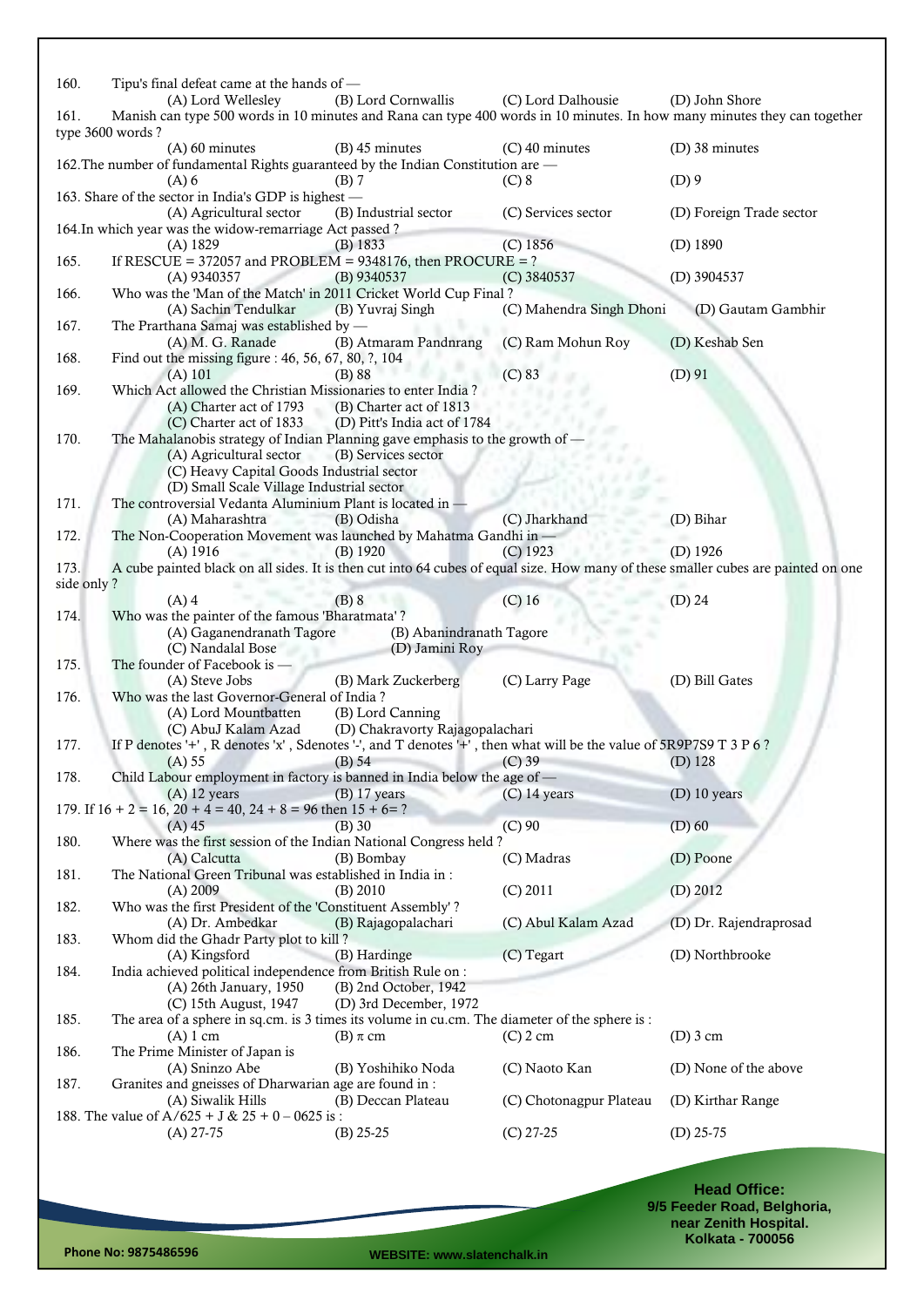160. Tipu's final defeat came at the hands of —
(A) Lord Wellesley (B) Lord Cornwallis (C) Lord Dalhousie (D) John Shore

161. Manish can type 500 words in 10 minutes and Rana can type 400 words in 10 minutes. In how many minutes they can together type 3600 words ?
(A) 60 minutes (B) 45 minutes (C) 40 minutes (D) 38 minutes

162. The number of fundamental Rights guaranteed by the Indian Constitution are —
(A) 6 (B) 7 (C) 8 (D) 9

163. Share of the sector in India's GDP is highest —
(A) Agricultural sector (B) Industrial sector (C) Services sector (D) Foreign Trade sector

164. In which year was the widow-remarriage Act passed ?
(A) 1829 (B) 1833 (C) 1856 (D) 1890

165. If RESCUE = 372057 and PROBLEM = 9348176, then PROCURE = ?
(A) 9340357 (B) 9340537 (C) 3840537 (D) 3904537

166. Who was the 'Man of the Match' in 2011 Cricket World Cup Final ?
(A) Sachin Tendulkar (B) Yuvraj Singh (C) Mahendra Singh Dhoni (D) Gautam Gambhir

167. The Prarthana Samaj was established by —
(A) M. G. Ranade (B) Atmaram Pandnrang (C) Ram Mohun Roy (D) Keshab Sen

168. Find out the missing figure : 46, 56, 67, 80, ?, 104
(A) 101 (B) 88 (C) 83 (D) 91

169. Which Act allowed the Christian Missionaries to enter India ?
(A) Charter act of 1793 (B) Charter act of 1813
(C) Charter act of 1833 (D) Pitt's India act of 1784

170. The Mahalanobis strategy of Indian Planning gave emphasis to the growth of —
(A) Agricultural sector (B) Services sector
(C) Heavy Capital Goods Industrial sector
(D) Small Scale Village Industrial sector

171. The controversial Vedanta Aluminium Plant is located in —
(A) Maharashtra (B) Odisha (C) Jharkhand (D) Bihar

172. The Non-Cooperation Movement was launched by Mahatma Gandhi in —
(A) 1916 (B) 1920 (C) 1923 (D) 1926

173. A cube painted black on all sides. It is then cut into 64 cubes of equal size. How many of these smaller cubes are painted on one side only ?
(A) 4 (B) 8 (C) 16 (D) 24

174. Who was the painter of the famous 'Bharatmata' ?
(A) Gaganendranath Tagore (B) Abanindranath Tagore
(C) Nandalal Bose (D) Jamini Roy

175. The founder of Facebook is —
(A) Steve Jobs (B) Mark Zuckerberg (C) Larry Page (D) Bill Gates

176. Who was the last Governor-General of India ?
(A) Lord Mountbatten (B) Lord Canning
(C) AbuJ Kalam Azad (D) Chakravorty Rajagopalachari

177. If P denotes '+' , R denotes 'x' , Sdenotes '-', and T denotes '+' , then what will be the value of 5R9P7S9 T 3 P 6 ?
(A) 55 (B) 54 (C) 39 (D) 128

178. Child Labour employment in factory is banned in India below the age of —
(A) 12 years (B) 17 years (C) 14 years (D) 10 years

179. If 16 + 2 = 16, 20 + 4 = 40, 24 + 8 = 96 then 15 + 6= ?
(A) 45 (B) 30 (C) 90 (D) 60

180. Where was the first session of the Indian National Congress held ?
(A) Calcutta (B) Bombay (C) Madras (D) Poone

181. The National Green Tribunal was established in India in :
(A) 2009 (B) 2010 (C) 2011 (D) 2012

182. Who was the first President of the 'Constituent Assembly' ?
(A) Dr. Ambedkar (B) Rajagopalachari (C) Abul Kalam Azad (D) Dr. Rajendraprosad

183. Whom did the Ghadr Party plot to kill ?
(A) Kingsford (B) Hardinge (C) Tegart (D) Northbrooke

184. India achieved political independence from British Rule on :
(A) 26th January, 1950 (B) 2nd October, 1942
(C) 15th August, 1947 (D) 3rd December, 1972

185. The area of a sphere in sq.cm. is 3 times its volume in cu.cm. The diameter of the sphere is :
(A) 1 cm (B) $\pi$ cm (C) 2 cm (D) 3 cm

186. The Prime Minister of Japan is
(A) Sninzo Abe (B) Yoshihiko Noda (C) Naoto Kan (D) None of the above

187. Granites and gneisses of Dharwarian age are found in :
(A) Siwalik Hills (B) Deccan Plateau (C) Chotonagpur Plateau (D) Kirthar Range

188. The value of A/625 + J & 25 + 0 – 0625 is :
(A) 27-75 (B) 25-25 (C) 27-25 (D) 25-75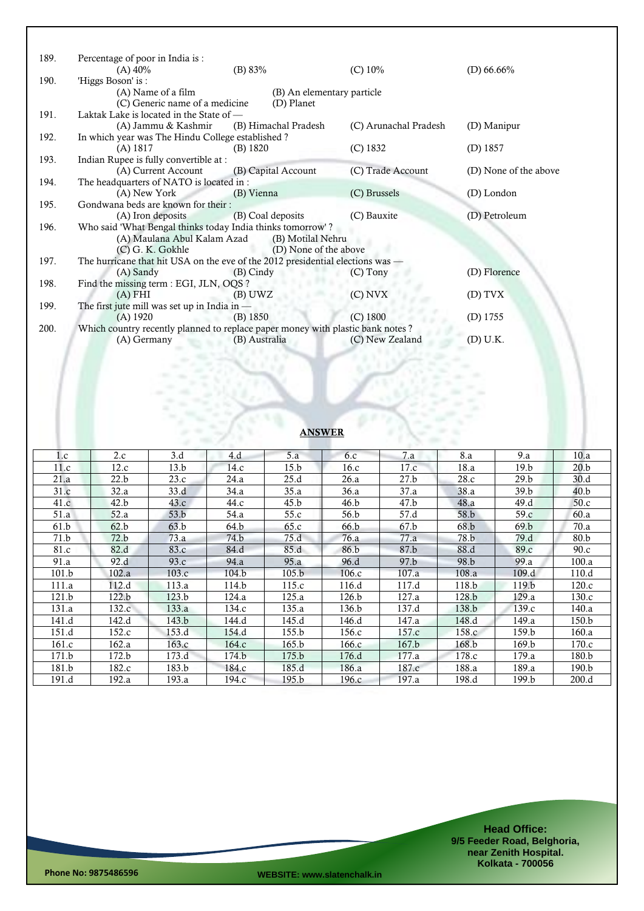189. Percentage of poor in India is :
(A) 40% (B) 83% (C) 10% (D) 66.66%

190. 'Higgs Boson' is :
(A) Name of a film (B) An elementary particle
(C) Generic name of a medicine (D) Planet

191. Laktak Lake is located in the State of —
(A) Jammu & Kashmir (B) Himachal Pradesh (C) Arunachal Pradesh (D) Manipur

192. In which year was The Hindu College established ?
(A) 1817 (B) 1820 (C) 1832 (D) 1857

193. Indian Rupee is fully convertible at :
(A) Current Account (B) Capital Account (C) Trade Account (D) None of the above

194. The headquarters of NATO is located in :
(A) New York (B) Vienna (C) Brussels (D) London

195. Gondwana beds are known for their :
(A) Iron deposits (B) Coal deposits (C) Bauxite (D) Petroleum

196. Who said 'What Bengal thinks today India thinks tomorrow' ?
(A) Maulana Abul Kalam Azad (B) Motilal Nehru
(C) G. K. Gokhle (D) None of the above

197. The hurricane that hit USA on the eve of the 2012 presidential elections was —
(A) Sandy (B) Cindy (C) Tony (D) Florence

198. Find the missing term : EGI, JLN, OQS ?
(A) FHI (B) UWZ (C) NVX (D) TVX

199. The first jute mill was set up in India in —
(A) 1920 (B) 1850 (C) 1800 (D) 1755

200. Which country recently planned to replace paper money with plastic bank notes ?
(A) Germany (B) Australia (C) New Zealand (D) U.K.

**ANSWER**

| | | | | | | | | | |
|---|---|---|---|---|---|---|---|---|---|
| 1.c | 2.c | 3.d | 4.d | 5.a | 6.c | 7.a | 8.a | 9.a | 10.a |
| 11.c | 12.c | 13.b | 14.c | 15.b | 16.c | 17.c | 18.a | 19.b | 20.b |
| 21.a | 22.b | 23.c | 24.a | 25.d | 26.a | 27.b | 28.c | 29.b | 30.d |
| 31.c | 32.a | 33.d | 34.a | 35.a | 36.a | 37.a | 38.a | 39.b | 40.b |
| 41.c | 42.b | 43.c | 44.c | 45.b | 46.b | 47.b | 48.a | 49.d | 50.c |
| 51.a | 52.a | 53.b | 54.a | 55.c | 56.b | 57.d | 58.b | 59.c | 60.a |
| 61.b | 62.b | 63.b | 64.b | 65.c | 66.b | 67.b | 68.b | 69.b | 70.a |
| 71.b | 72.b | 73.a | 74.b | 75.d | 76.a | 77.a | 78.b | 79.d | 80.b |
| 81.c | 82.d | 83.c | 84.d | 85.d | 86.b | 87.b | 88.d | 89.c | 90.c |
| 91.a | 92.d | 93.c | 94.a | 95.a | 96.d | 97.b | 98.b | 99.a | 100.a |
| 101.b | 102.a | 103.c | 104.b | 105.b | 106.c | 107.a | 108.a | 109.d | 110.d |
| 111.a | 112.d | 113.a | 114.b | 115.c | 116.d | 117.d | 118.b | 119.b | 120.c |
| 121.b | 122.b | 123.b | 124.a | 125.a | 126.b | 127.a | 128.b | 129.a | 130.c |
| 131.a | 132.c | 133.a | 134.c | 135.a | 136.b | 137.d | 138.b | 139.c | 140.a |
| 141.d | 142.d | 143.b | 144.d | 145.d | 146.d | 147.a | 148.d | 149.a | 150.b |
| 151.d | 152.c | 153.d | 154.d | 155.b | 156.c | 157.c | 158.c | 159.b | 160.a |
| 161.c | 162.a | 163.c | 164.c | 165.b | 166.c | 167.b | 168.b | 169.b | 170.c |
| 171.b | 172.b | 173.d | 174.b | 175.b | 176.d | 177.a | 178.c | 179.a | 180.b |
| 181.b | 182.c | 183.b | 184.c | 185.d | 186.a | 187.c | 188.a | 189.a | 190.b |
| 191.d | 192.a | 193.a | 194.c | 195.b | 196.c | 197.a | 198.d | 199.b | 200.d |

**Head Office:**
9/5 Feeder Road, Belghoria,
near Zenith Hospital.
Kolkata - 700056

Phone No: 9875486596

WEBSITE: www.slatenchalk.in